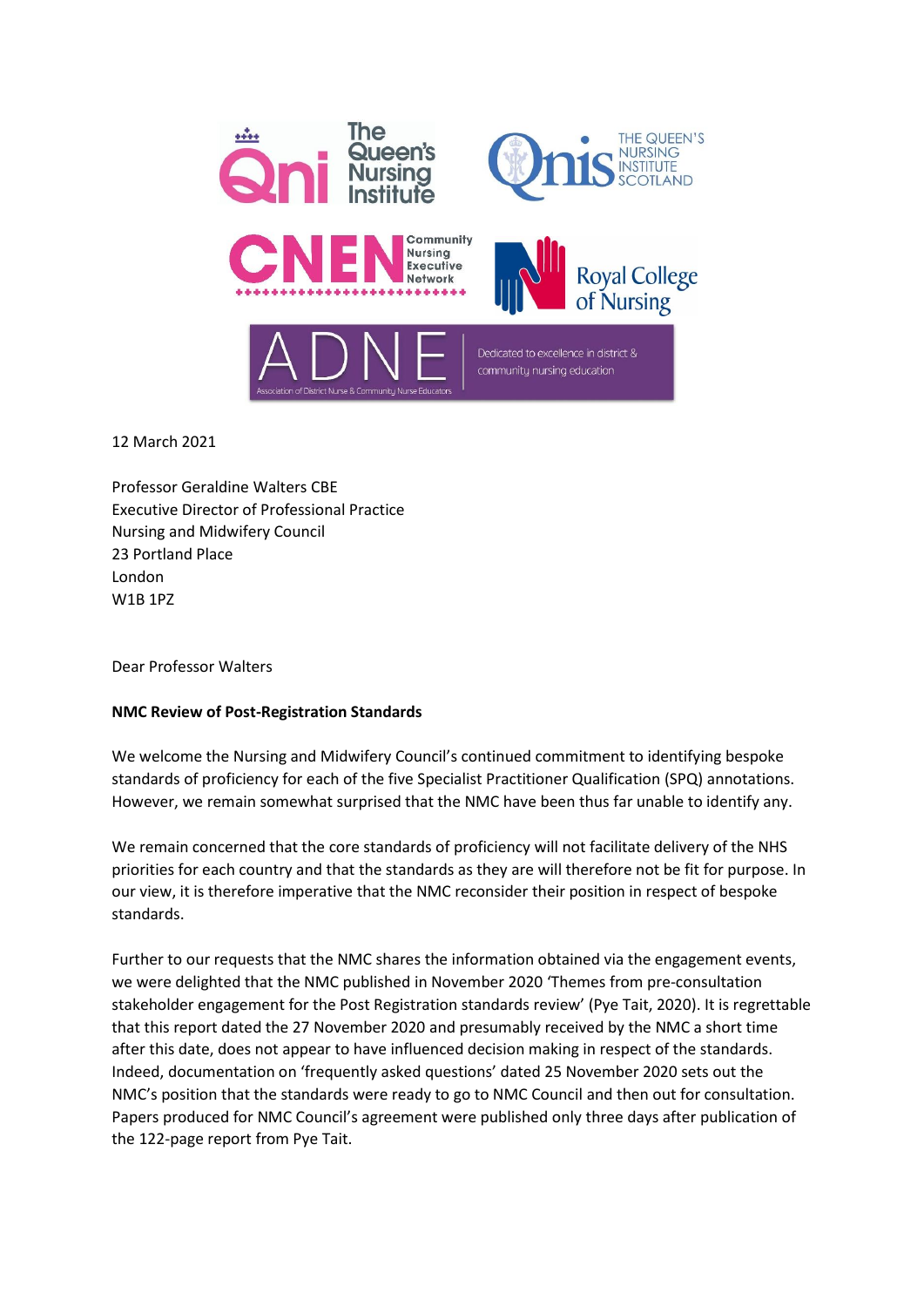12 March 2021

Professor Geraldine Walters CBE
Executive Director of Professional Practice
Nursing and Midwifery Council
23 Portland Place
London
W1B 1PZ

Dear Professor Walters

**NMC Review of Post-Registration Standards**

We welcome the Nursing and Midwifery Council's continued commitment to identifying bespoke standards of proficiency for each of the five Specialist Practitioner Qualification (SPQ) annotations. However, we remain somewhat surprised that the NMC have been thus far unable to identify any.

We remain concerned that the core standards of proficiency will not facilitate delivery of the NHS priorities for each country and that the standards as they are will therefore not be fit for purpose. In our view, it is therefore imperative that the NMC reconsider their position in respect of bespoke standards.

Further to our requests that the NMC shares the information obtained via the engagement events, we were delighted that the NMC published in November 2020 'Themes from pre-consultation stakeholder engagement for the Post Registration standards review' (Pye Tait, 2020). It is regrettable that this report dated the 27 November 2020 and presumably received by the NMC a short time after this date, does not appear to have influenced decision making in respect of the standards. Indeed, documentation on 'frequently asked questions' dated 25 November 2020 sets out the NMC's position that the standards were ready to go to NMC Council and then out for consultation. Papers produced for NMC Council's agreement were published only three days after publication of the 122-page report from Pye Tait.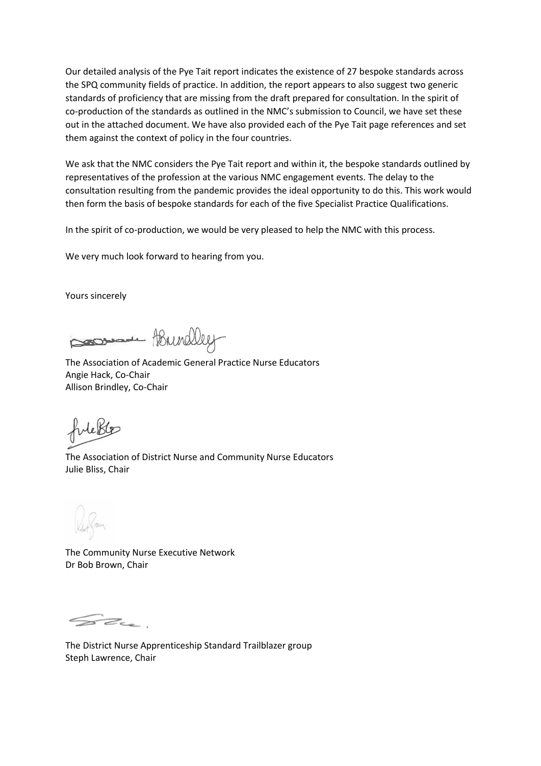Our detailed analysis of the Pye Tait report indicates the existence of 27 bespoke standards across the SPQ community fields of practice. In addition, the report appears to also suggest two generic standards of proficiency that are missing from the draft prepared for consultation. In the spirit of co-production of the standards as outlined in the NMC's submission to Council, we have set these out in the attached document. We have also provided each of the Pye Tait page references and set them against the context of policy in the four countries.

We ask that the NMC considers the Pye Tait report and within it, the bespoke standards outlined by representatives of the profession at the various NMC engagement events. The delay to the consultation resulting from the pandemic provides the ideal opportunity to do this. This work would then form the basis of bespoke standards for each of the five Specialist Practice Qualifications.

In the spirit of co-production, we would be very pleased to help the NMC with this process.

We very much look forward to hearing from you.

Yours sincerely

The Association of Academic General Practice Nurse Educators
Angie Hack, Co-Chair
Allison Brindley, Co-Chair

The Association of District Nurse and Community Nurse Educators
Julie Bliss, Chair

The Community Nurse Executive Network
Dr Bob Brown, Chair

The District Nurse Apprenticeship Standard Trailblazer group
Steph Lawrence, Chair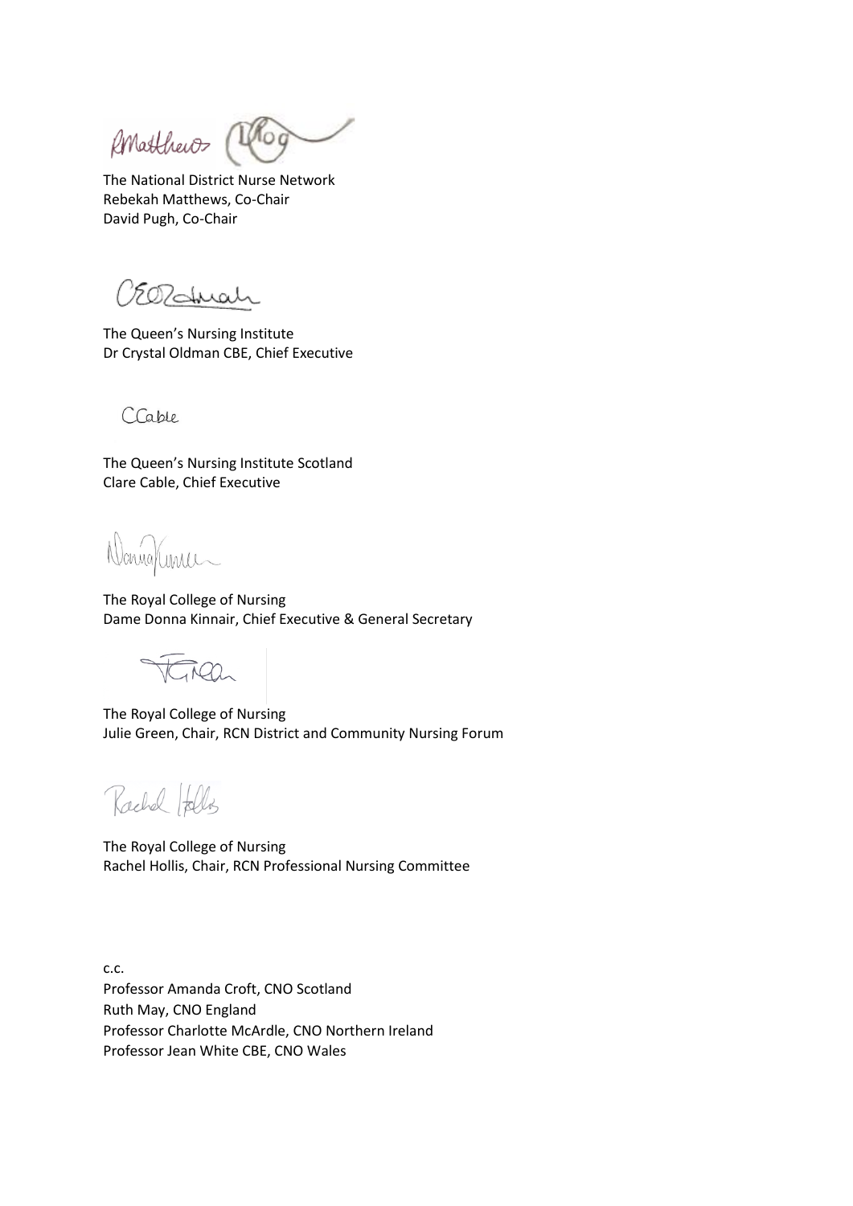The National District Nurse Network
Rebekah Matthews, Co-Chair
David Pugh, Co-Chair

The Queen's Nursing Institute
Dr Crystal Oldman CBE, Chief Executive

The Queen's Nursing Institute Scotland
Clare Cable, Chief Executive

The Royal College of Nursing
Dame Donna Kinnair, Chief Executive & General Secretary

The Royal College of Nursing
Julie Green, Chair, RCN District and Community Nursing Forum

The Royal College of Nursing
Rachel Hollis, Chair, RCN Professional Nursing Committee

c.c.
Professor Amanda Croft, CNO Scotland
Ruth May, CNO England
Professor Charlotte McArdle, CNO Northern Ireland
Professor Jean White CBE, CNO Wales